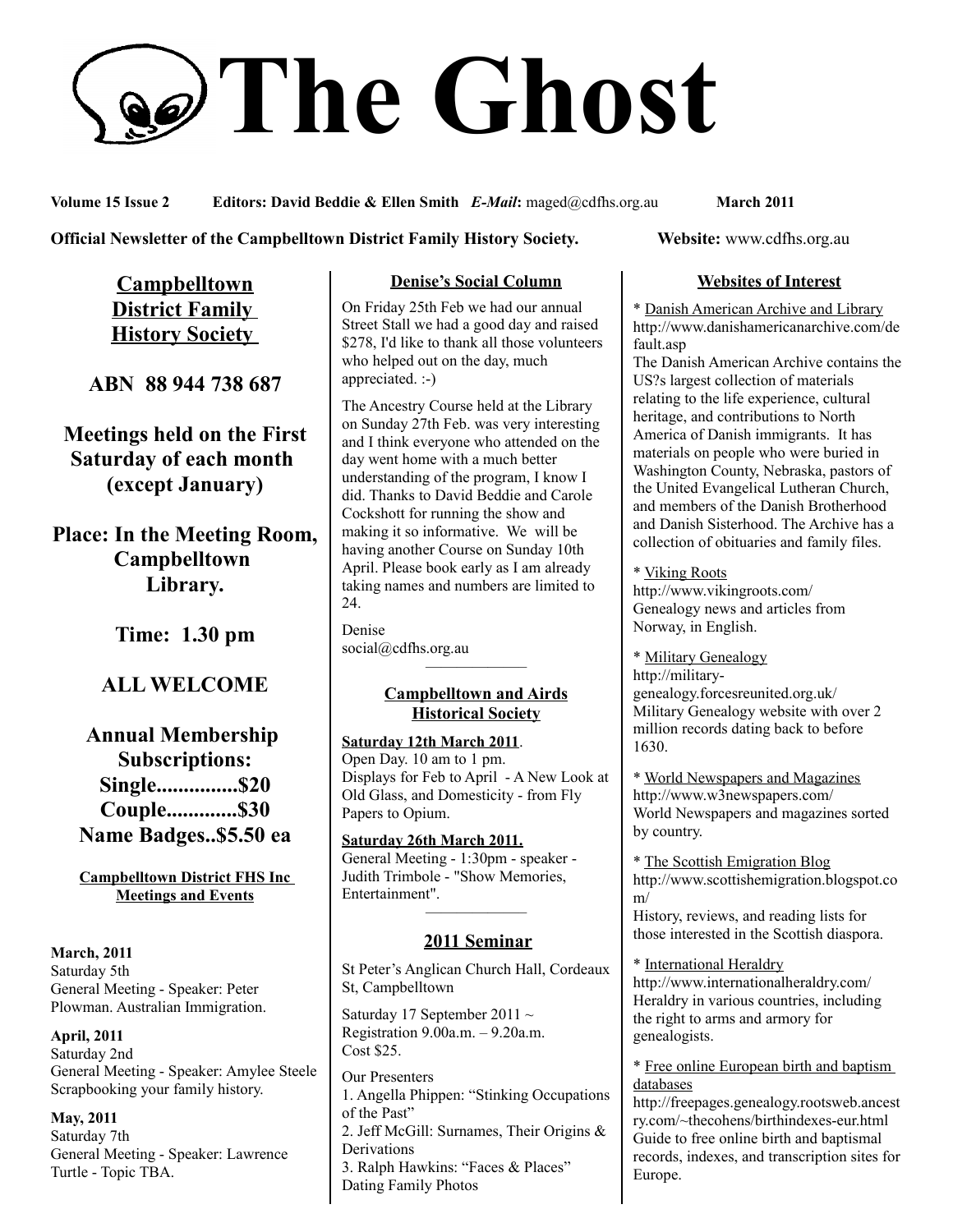# The Ghost

**Volume 15 Issue 2** **Editors: David Beddie & Ellen Smith** ***E-Mail*:** maged@cdfhs.org.au **March 2011**

**Official Newsletter of the Campbelltown District Family History Society.** **Website:** www.cdfhs.org.au

## Campbelltown District Family History Society

**ABN 88 944 738 687**

**Meetings held on the First Saturday of each month (except January)**

**Place: In the Meeting Room, Campbelltown Library.**

**Time: 1.30 pm**

**ALL WELCOME**

**Annual Membership Subscriptions:**
**Single...............$20**
**Couple.............$30**
**Name Badges..$5.50 ea**

### Campbelltown District FHS Inc Meetings and Events

**March, 2011**
Saturday 5th
General Meeting - Speaker: Peter Plowman. Australian Immigration.

**April, 2011**
Saturday 2nd
General Meeting - Speaker: Amylee Steele Scrapbooking your family history.

**May, 2011**
Saturday 7th
General Meeting - Speaker: Lawrence Turtle - Topic TBA.

### Denise's Social Column

On Friday 25th Feb we had our annual Street Stall we had a good day and raised $278, I'd like to thank all those volunteers who helped out on the day, much appreciated. :-)

The Ancestry Course held at the Library on Sunday 27th Feb. was very interesting and I think everyone who attended on the day went home with a much better understanding of the program, I know I did. Thanks to David Beddie and Carole Cockshott for running the show and making it so informative. We will be having another Course on Sunday 10th April. Please book early as I am already taking names and numbers are limited to 24.

Denise
social@cdfhs.org.au

---

### Campbelltown and Airds Historical Society

**Saturday 12th March 2011**.
Open Day. 10 am to 1 pm.
Displays for Feb to April - A New Look at Old Glass, and Domesticity - from Fly Papers to Opium.

**Saturday 26th March 2011.**
General Meeting - 1:30pm - speaker - Judith Trimbole - "Show Memories, Entertainment".

---

### 2011 Seminar

St Peter's Anglican Church Hall, Cordeaux St, Campbelltown

Saturday 17 September 2011 ~
Registration 9.00a.m. – 9.20a.m.
Cost $25.

Our Presenters
1. Angella Phippen: "Stinking Occupations of the Past"
2. Jeff McGill: Surnames, Their Origins & Derivations
3. Ralph Hawkins: "Faces & Places" Dating Family Photos

### Websites of Interest

* Danish American Archive and Library
http://www.danishamericanarchive.com/default.asp
The Danish American Archive contains the US?s largest collection of materials relating to the life experience, cultural heritage, and contributions to North America of Danish immigrants. It has materials on people who were buried in Washington County, Nebraska, pastors of the United Evangelical Lutheran Church, and members of the Danish Brotherhood and Danish Sisterhood. The Archive has a collection of obituaries and family files.

* Viking Roots
http://www.vikingroots.com/
Genealogy news and articles from Norway, in English.

* Military Genealogy
http://military-genealogy.forcesreunited.org.uk/
Military Genealogy website with over 2 million records dating back to before 1630.

* World Newspapers and Magazines
http://www.w3newspapers.com/
World Newspapers and magazines sorted by country.

* The Scottish Emigration Blog
http://www.scottishemigration.blogspot.com/
History, reviews, and reading lists for those interested in the Scottish diaspora.

* International Heraldry
http://www.internationalheraldry.com/
Heraldry in various countries, including the right to arms and armory for genealogists.

* Free online European birth and baptism databases
http://freepages.genealogy.rootsweb.ancestry.com/~thecohens/birthindexes-eur.html
Guide to free online birth and baptismal records, indexes, and transcription sites for Europe.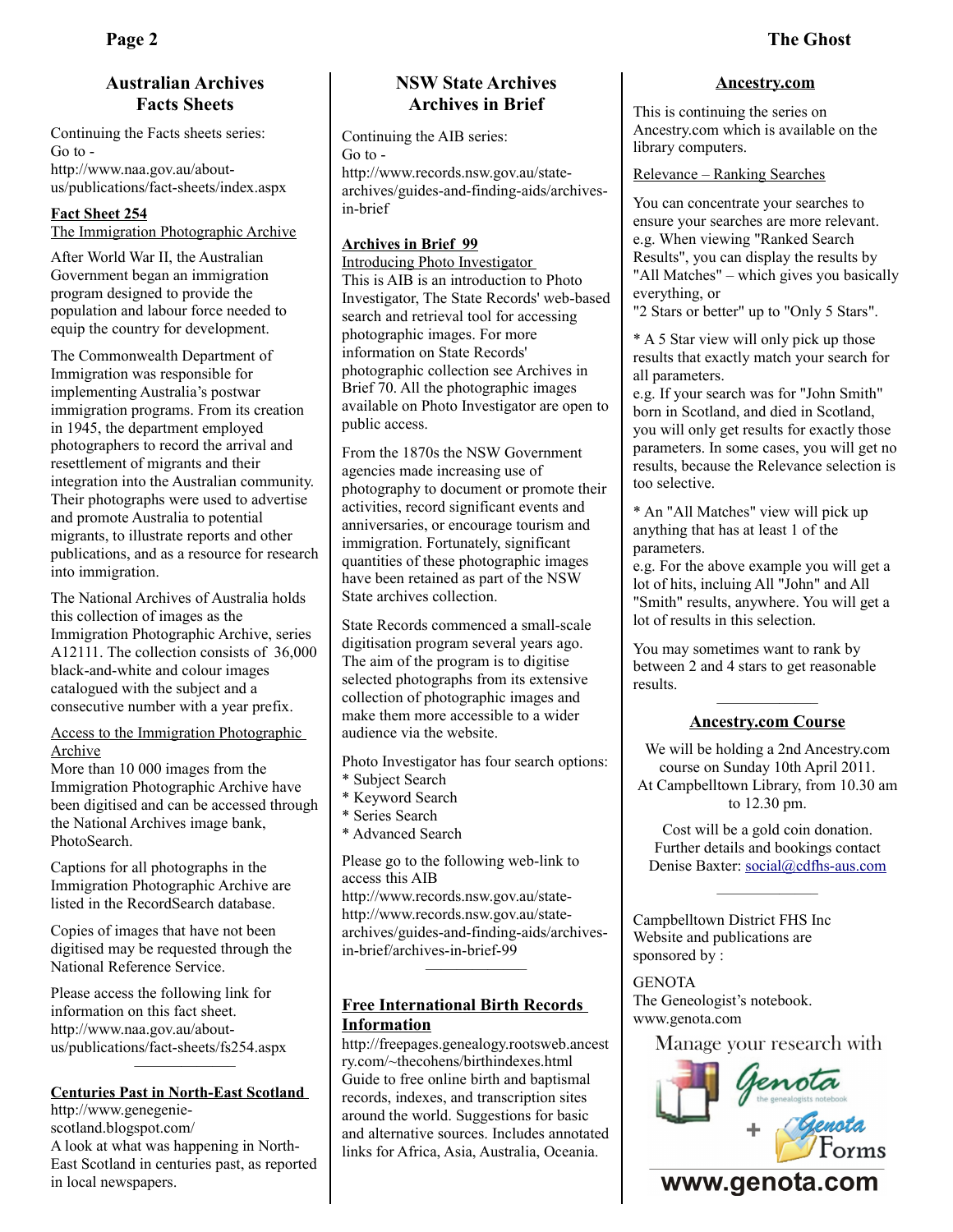## Australian Archives Facts Sheets

Continuing the Facts sheets series:
Go to -
http://www.naa.gov.au/about-us/publications/fact-sheets/index.aspx

**Fact Sheet 254**
The Immigration Photographic Archive

After World War II, the Australian Government began an immigration program designed to provide the population and labour force needed to equip the country for development.

The Commonwealth Department of Immigration was responsible for implementing Australia's postwar immigration programs. From its creation in 1945, the department employed photographers to record the arrival and resettlement of migrants and their integration into the Australian community. Their photographs were used to advertise and promote Australia to potential migrants, to illustrate reports and other publications, and as a resource for research into immigration.

The National Archives of Australia holds this collection of images as the Immigration Photographic Archive, series A12111. The collection consists of 36,000 black-and-white and colour images catalogued with the subject and a consecutive number with a year prefix.

Access to the Immigration Photographic Archive
More than 10 000 images from the Immigration Photographic Archive have been digitised and can be accessed through the National Archives image bank, PhotoSearch.

Captions for all photographs in the Immigration Photographic Archive are listed in the RecordSearch database.

Copies of images that have not been digitised may be requested through the National Reference Service.

Please access the following link for information on this fact sheet.
http://www.naa.gov.au/about-us/publications/fact-sheets/fs254.aspx

---

**Centuries Past in North-East Scotland**
http://www.genegenie-scotland.blogspot.com/
A look at what was happening in North-East Scotland in centuries past, as reported in local newspapers.

## NSW State Archives Archives in Brief

Continuing the AIB series:
Go to -
http://www.records.nsw.gov.au/state-archives/guides-and-finding-aids/archives-in-brief

**Archives in Brief 99**
Introducing Photo Investigator
This is AIB is an introduction to Photo Investigator, The State Records' web-based search and retrieval tool for accessing photographic images. For more information on State Records' photographic collection see Archives in Brief 70. All the photographic images available on Photo Investigator are open to public access.

From the 1870s the NSW Government agencies made increasing use of photography to document or promote their activities, record significant events and anniversaries, or encourage tourism and immigration. Fortunately, significant quantities of these photographic images have been retained as part of the NSW State archives collection.

State Records commenced a small-scale digitisation program several years ago. The aim of the program is to digitise selected photographs from its extensive collection of photographic images and make them more accessible to a wider audience via the website.

Photo Investigator has four search options:
* Subject Search
* Keyword Search
* Series Search
* Advanced Search

Please go to the following web-link to access this AIB
http://www.records.nsw.gov.au/state-http://www.records.nsw.gov.au/state-archives/guides-and-finding-aids/archives-in-brief/archives-in-brief-99

---

**Free International Birth Records Information**
http://freepages.genealogy.rootsweb.ancestry.com/~thecohens/birthindexes.html
Guide to free online birth and baptismal records, indexes, and transcription sites around the world. Suggestions for basic and alternative sources. Includes annotated links for Africa, Asia, Australia, Oceania.

## Ancestry.com

This is continuing the series on Ancestry.com which is available on the library computers.

Relevance – Ranking Searches

You can concentrate your searches to ensure your searches are more relevant. e.g. When viewing "Ranked Search Results", you can display the results by "All Matches" – which gives you basically everything, or
"2 Stars or better" up to "Only 5 Stars".

* A 5 Star view will only pick up those results that exactly match your search for all parameters.
e.g. If your search was for "John Smith" born in Scotland, and died in Scotland, you will only get results for exactly those parameters. In some cases, you will get no results, because the Relevance selection is too selective.

* An "All Matches" view will pick up anything that has at least 1 of the parameters.
e.g. For the above example you will get a lot of hits, incluing All "John" and All "Smith" results, anywhere. You will get a lot of results in this selection.

You may sometimes want to rank by between 2 and 4 stars to get reasonable results.

---

**Ancestry.com Course**

We will be holding a 2nd Ancestry.com course on Sunday 10th April 2011. At Campbelltown Library, from 10.30 am to 12.30 pm.

Cost will be a gold coin donation. Further details and bookings contact Denise Baxter: social@cdfhs-aus.com

---

Campbelltown District FHS Inc Website and publications are sponsored by :

GENOTA
The Geneologist's notebook.
www.genota.com

Manage your research with
Genota the genealogists notebook
+ Genota Forms
www.genota.com